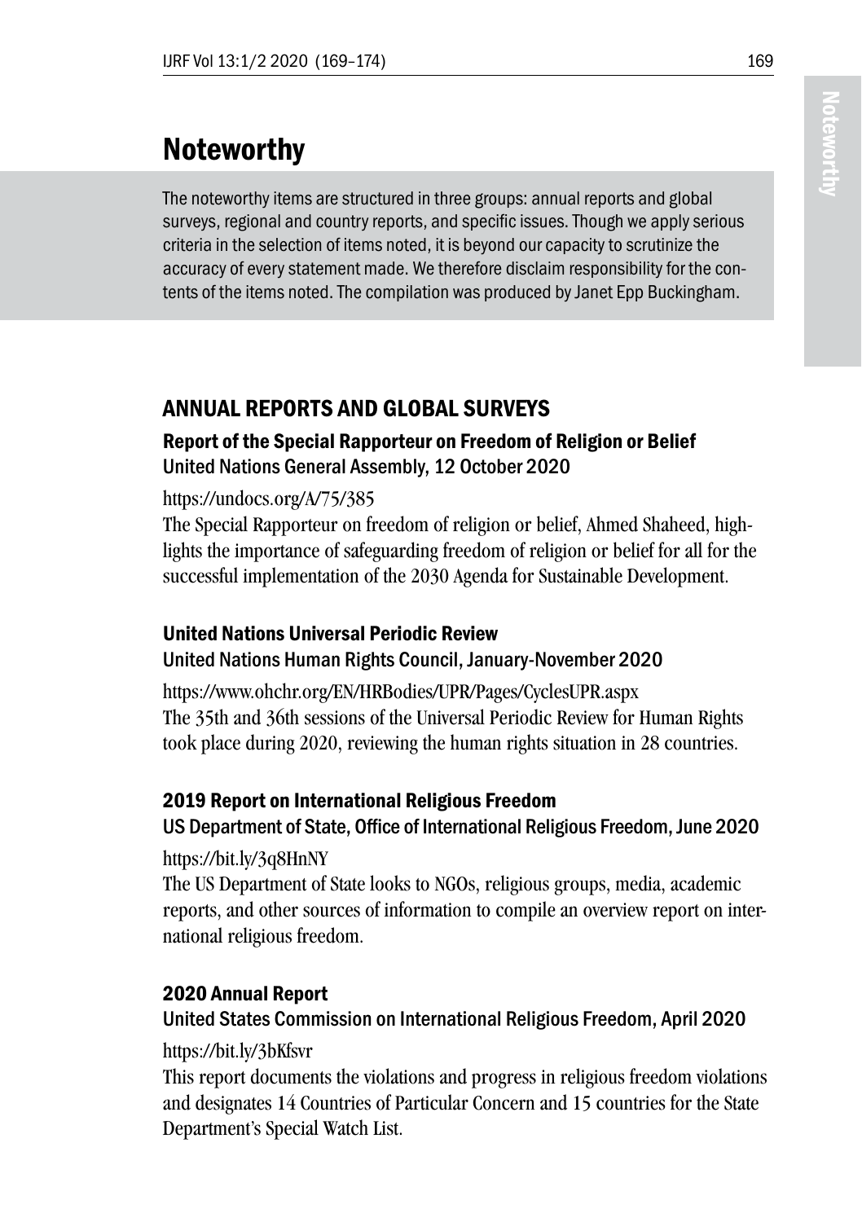# Noteworthy

The noteworthy items are structured in three groups: annual reports and global surveys, regional and country reports, and specific issues. Though we apply serious criteria in the selection of items noted, it is beyond our capacity to scrutinize the accuracy of every statement made. We therefore disclaim responsibility for the contents of the items noted. The compilation was produced by Janet Epp Buckingham.

## ANNUAL REPORTS AND GLOBAL SURVEYS

### Report of the Special Rapporteur on Freedom of Religion or Belief
United Nations General Assembly, 12 October 2020

https://undocs.org/A/75/385

The Special Rapporteur on freedom of religion or belief, Ahmed Shaheed, highlights the importance of safeguarding freedom of religion or belief for all for the successful implementation of the 2030 Agenda for Sustainable Development.

### United Nations Universal Periodic Review
United Nations Human Rights Council, January-November 2020

https://www.ohchr.org/EN/HRBodies/UPR/Pages/CyclesUPR.aspx

The 35th and 36th sessions of the Universal Periodic Review for Human Rights took place during 2020, reviewing the human rights situation in 28 countries.

### 2019 Report on International Religious Freedom
US Department of State, Office of International Religious Freedom, June 2020

https://bit.ly/3q8HnNY

The US Department of State looks to NGOs, religious groups, media, academic reports, and other sources of information to compile an overview report on international religious freedom.

### 2020 Annual Report
United States Commission on International Religious Freedom, April 2020

https://bit.ly/3bKfsvr

This report documents the violations and progress in religious freedom violations and designates 14 Countries of Particular Concern and 15 countries for the State Department's Special Watch List.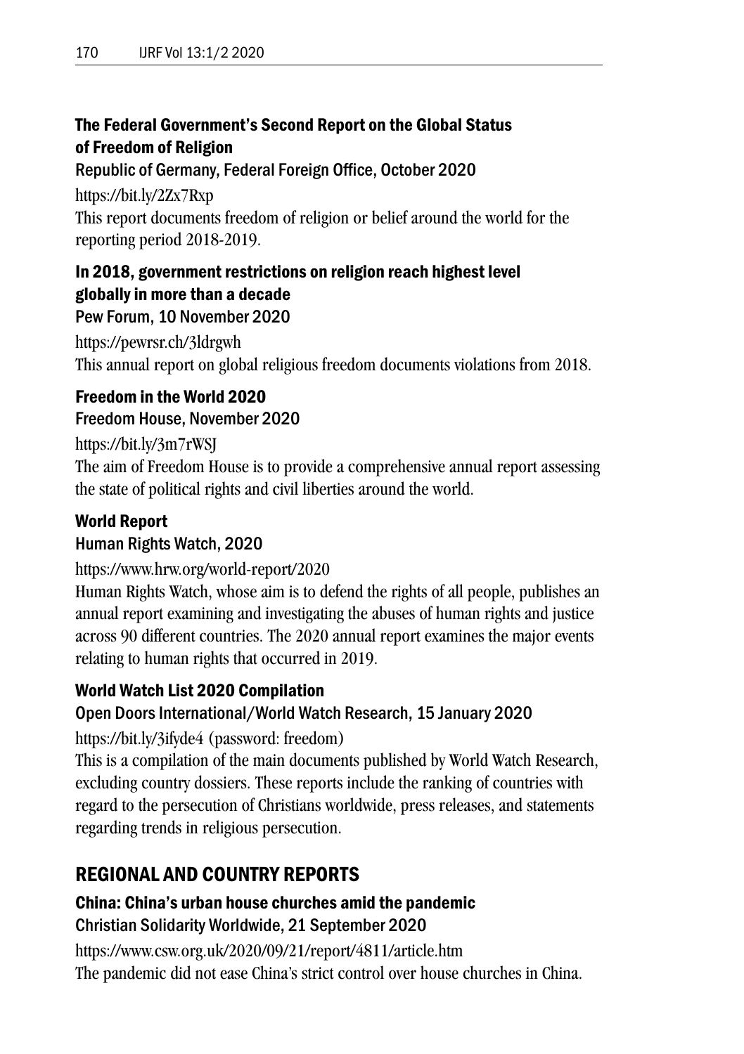### The Federal Government's Second Report on the Global Status of Freedom of Religion

**Republic of Germany, Federal Foreign Office, October 2020**

https://bit.ly/2Zx7Rxp

This report documents freedom of religion or belief around the world for the reporting period 2018-2019.

### In 2018, government restrictions on religion reach highest level globally in more than a decade

**Pew Forum, 10 November 2020**

https://pewrsr.ch/3ldrgwh

This annual report on global religious freedom documents violations from 2018.

### Freedom in the World 2020

**Freedom House, November 2020**

https://bit.ly/3m7rWSJ

The aim of Freedom House is to provide a comprehensive annual report assessing the state of political rights and civil liberties around the world.

### World Report

**Human Rights Watch, 2020**

https://www.hrw.org/world-report/2020

Human Rights Watch, whose aim is to defend the rights of all people, publishes an annual report examining and investigating the abuses of human rights and justice across 90 different countries. The 2020 annual report examines the major events relating to human rights that occurred in 2019.

### World Watch List 2020 Compilation

**Open Doors International/World Watch Research, 15 January 2020**

https://bit.ly/3ifyde4 (password: freedom)

This is a compilation of the main documents published by World Watch Research, excluding country dossiers. These reports include the ranking of countries with regard to the persecution of Christians worldwide, press releases, and statements regarding trends in religious persecution.

## REGIONAL AND COUNTRY REPORTS

### China: China's urban house churches amid the pandemic

**Christian Solidarity Worldwide, 21 September 2020**

https://www.csw.org.uk/2020/09/21/report/4811/article.htm

The pandemic did not ease China's strict control over house churches in China.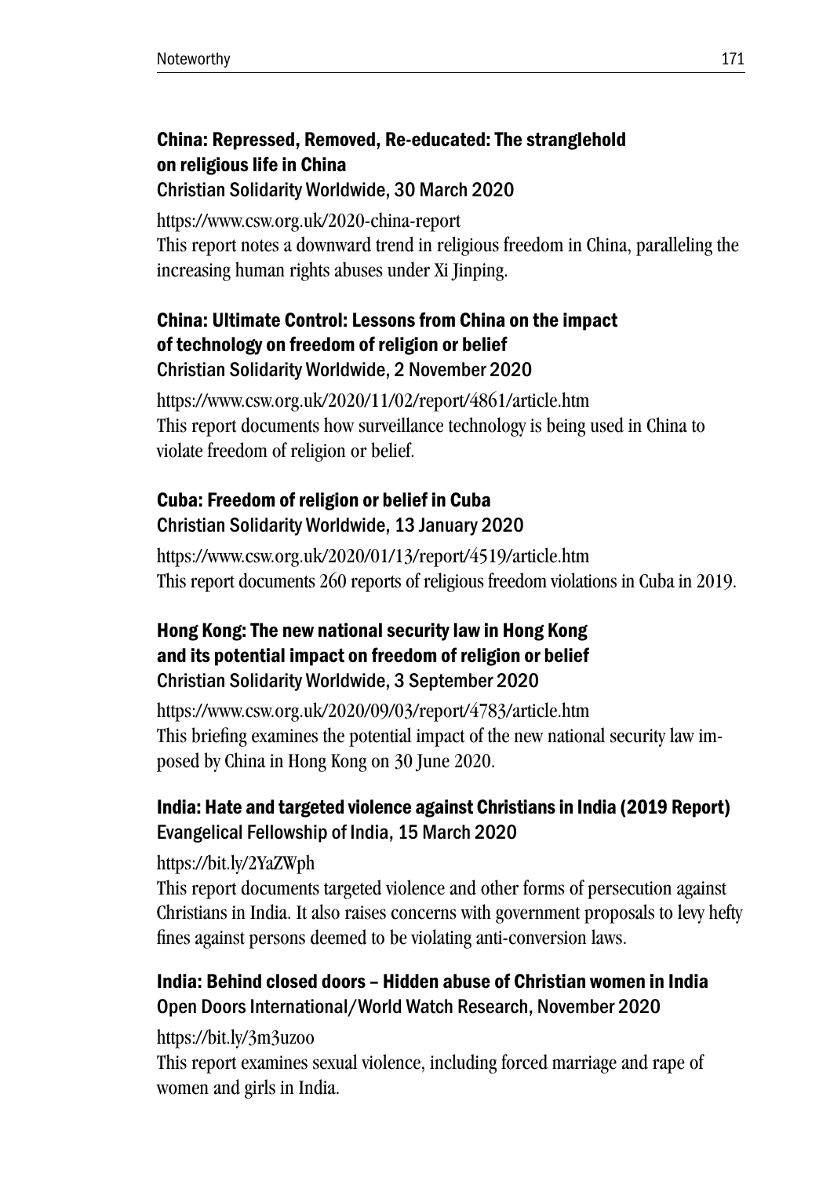### China: Repressed, Removed, Re-educated: The stranglehold on religious life in China

**Christian Solidarity Worldwide, 30 March 2020**

https://www.csw.org.uk/2020-china-report

This report notes a downward trend in religious freedom in China, paralleling the increasing human rights abuses under Xi Jinping.

### China: Ultimate Control: Lessons from China on the impact of technology on freedom of religion or belief

**Christian Solidarity Worldwide, 2 November 2020**

https://www.csw.org.uk/2020/11/02/report/4861/article.htm

This report documents how surveillance technology is being used in China to violate freedom of religion or belief.

### Cuba: Freedom of religion or belief in Cuba

**Christian Solidarity Worldwide, 13 January 2020**

https://www.csw.org.uk/2020/01/13/report/4519/article.htm

This report documents 260 reports of religious freedom violations in Cuba in 2019.

### Hong Kong: The new national security law in Hong Kong and its potential impact on freedom of religion or belief

**Christian Solidarity Worldwide, 3 September 2020**

https://www.csw.org.uk/2020/09/03/report/4783/article.htm

This briefing examines the potential impact of the new national security law imposed by China in Hong Kong on 30 June 2020.

### India: Hate and targeted violence against Christians in India (2019 Report)

**Evangelical Fellowship of India, 15 March 2020**

https://bit.ly/2YaZWph

This report documents targeted violence and other forms of persecution against Christians in India. It also raises concerns with government proposals to levy hefty fines against persons deemed to be violating anti-conversion laws.

### India: Behind closed doors – Hidden abuse of Christian women in India

**Open Doors International/World Watch Research, November 2020**

https://bit.ly/3m3uzoo

This report examines sexual violence, including forced marriage and rape of women and girls in India.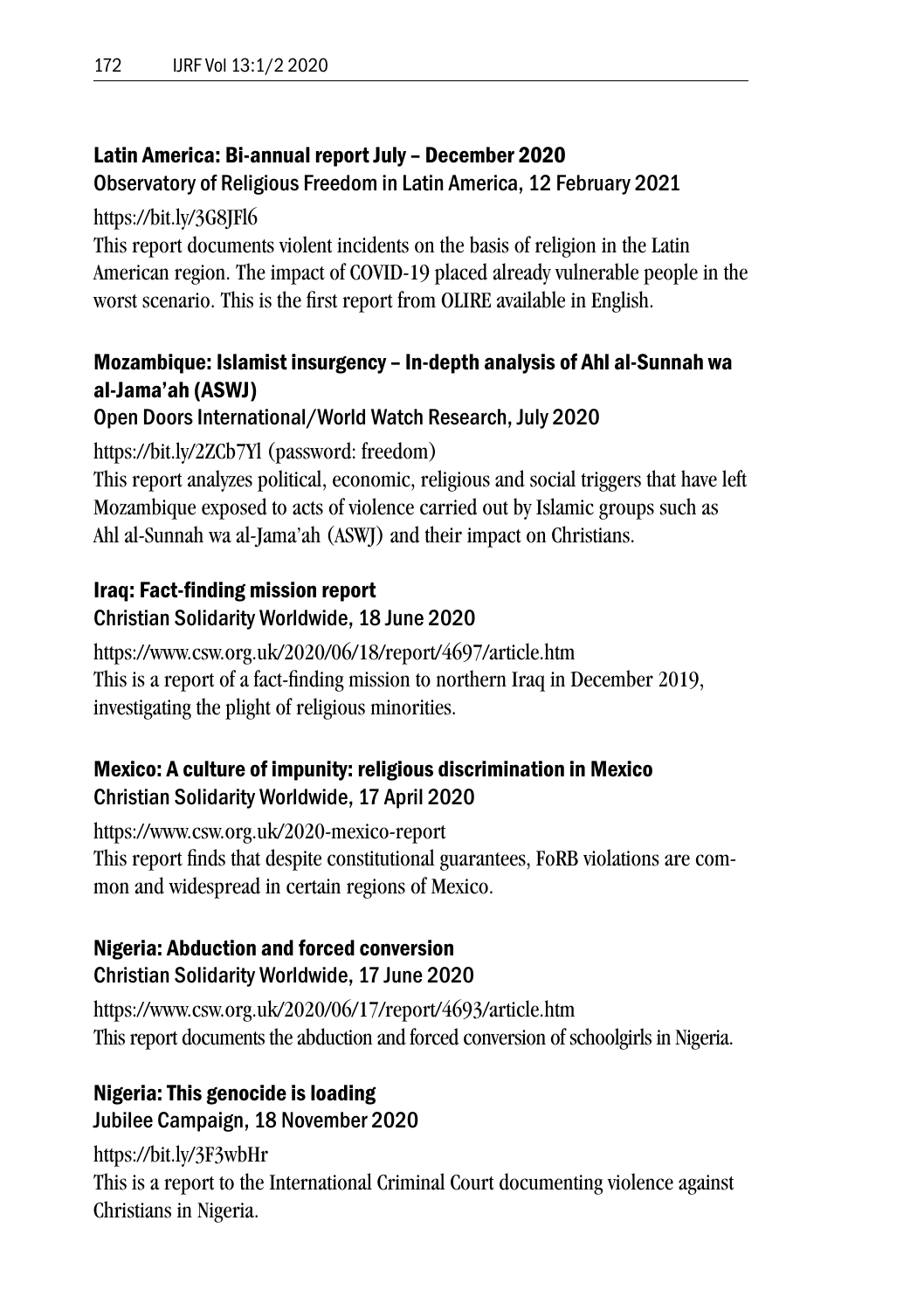### Latin America: Bi-annual report July – December 2020

Observatory of Religious Freedom in Latin America, 12 February 2021

https://bit.ly/3G8JFl6

This report documents violent incidents on the basis of religion in the Latin American region. The impact of COVID-19 placed already vulnerable people in the worst scenario. This is the first report from OLIRE available in English.

### Mozambique: Islamist insurgency – In-depth analysis of Ahl al-Sunnah wa al-Jama'ah (ASWJ)

Open Doors International/World Watch Research, July 2020

https://bit.ly/2ZCb7Yl (password: freedom)

This report analyzes political, economic, religious and social triggers that have left Mozambique exposed to acts of violence carried out by Islamic groups such as Ahl al-Sunnah wa al-Jama'ah (ASWJ) and their impact on Christians.

### Iraq: Fact-finding mission report

Christian Solidarity Worldwide, 18 June 2020

https://www.csw.org.uk/2020/06/18/report/4697/article.htm

This is a report of a fact-finding mission to northern Iraq in December 2019, investigating the plight of religious minorities.

### Mexico: A culture of impunity: religious discrimination in Mexico

Christian Solidarity Worldwide, 17 April 2020

https://www.csw.org.uk/2020-mexico-report

This report finds that despite constitutional guarantees, FoRB violations are common and widespread in certain regions of Mexico.

### Nigeria: Abduction and forced conversion

Christian Solidarity Worldwide, 17 June 2020

https://www.csw.org.uk/2020/06/17/report/4693/article.htm

This report documents the abduction and forced conversion of schoolgirls in Nigeria.

### Nigeria: This genocide is loading

Jubilee Campaign, 18 November 2020

https://bit.ly/3F3wbHr

This is a report to the International Criminal Court documenting violence against Christians in Nigeria.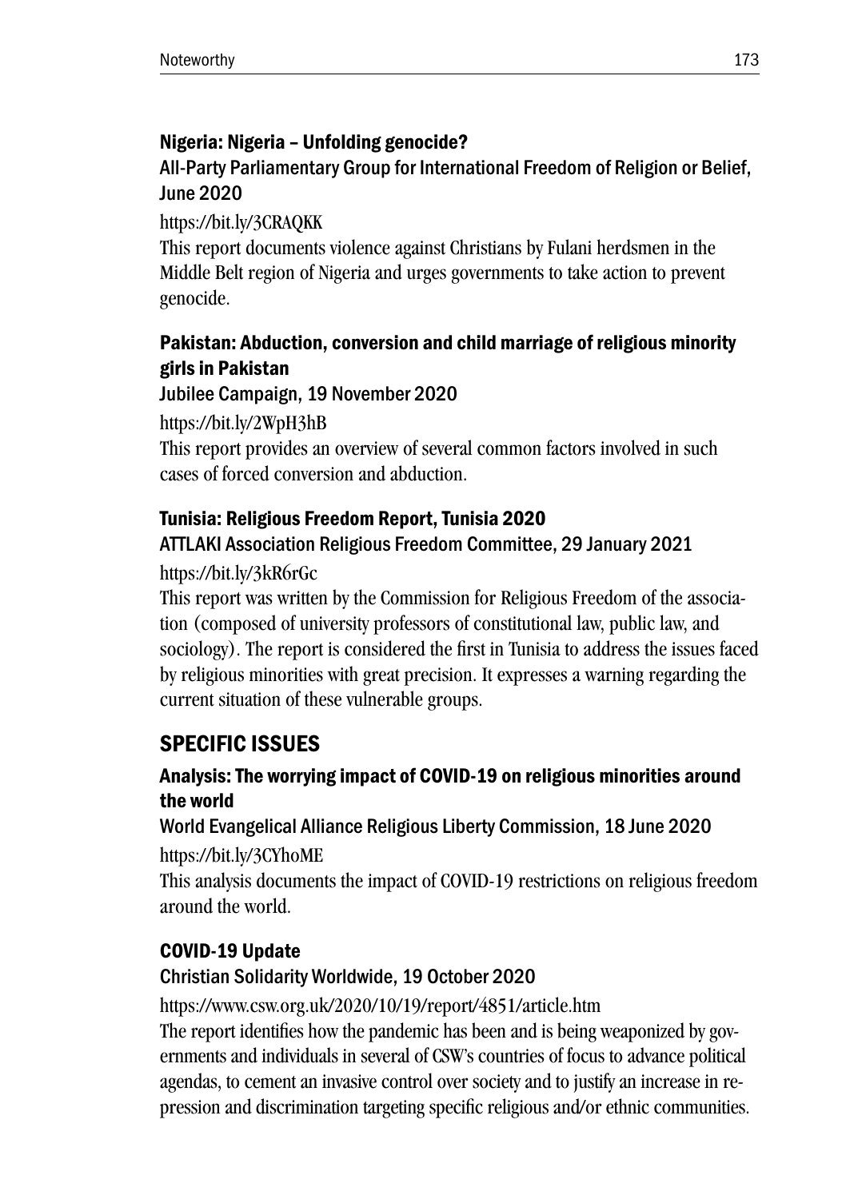### Nigeria: Nigeria – Unfolding genocide?

All-Party Parliamentary Group for International Freedom of Religion or Belief, June 2020

https://bit.ly/3CRAQKK

This report documents violence against Christians by Fulani herdsmen in the Middle Belt region of Nigeria and urges governments to take action to prevent genocide.

### Pakistan: Abduction, conversion and child marriage of religious minority girls in Pakistan

Jubilee Campaign, 19 November 2020

https://bit.ly/2WpH3hB

This report provides an overview of several common factors involved in such cases of forced conversion and abduction.

### Tunisia: Religious Freedom Report, Tunisia 2020

ATTLAKI Association Religious Freedom Committee, 29 January 2021

https://bit.ly/3kR6rGc

This report was written by the Commission for Religious Freedom of the association (composed of university professors of constitutional law, public law, and sociology). The report is considered the first in Tunisia to address the issues faced by religious minorities with great precision. It expresses a warning regarding the current situation of these vulnerable groups.

## SPECIFIC ISSUES

### Analysis: The worrying impact of COVID-19 on religious minorities around the world

World Evangelical Alliance Religious Liberty Commission, 18 June 2020

https://bit.ly/3CYhoME

This analysis documents the impact of COVID-19 restrictions on religious freedom around the world.

### COVID-19 Update

Christian Solidarity Worldwide, 19 October 2020

https://www.csw.org.uk/2020/10/19/report/4851/article.htm

The report identifies how the pandemic has been and is being weaponized by governments and individuals in several of CSW's countries of focus to advance political agendas, to cement an invasive control over society and to justify an increase in repression and discrimination targeting specific religious and/or ethnic communities.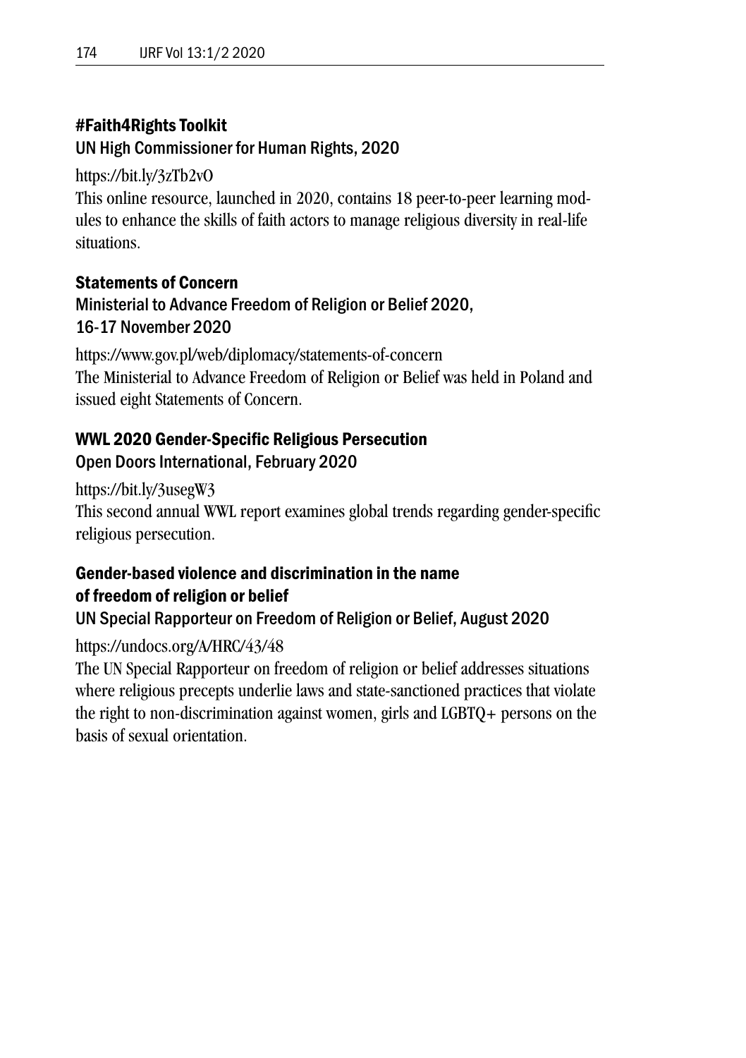### #Faith4Rights Toolkit

UN High Commissioner for Human Rights, 2020

https://bit.ly/3zTb2vO

This online resource, launched in 2020, contains 18 peer-to-peer learning modules to enhance the skills of faith actors to manage religious diversity in real-life situations.

### Statements of Concern

Ministerial to Advance Freedom of Religion or Belief 2020, 16-17 November 2020

https://www.gov.pl/web/diplomacy/statements-of-concern

The Ministerial to Advance Freedom of Religion or Belief was held in Poland and issued eight Statements of Concern.

### WWL 2020 Gender-Specific Religious Persecution

Open Doors International, February 2020

https://bit.ly/3usegW3

This second annual WWL report examines global trends regarding gender-specific religious persecution.

### Gender-based violence and discrimination in the name of freedom of religion or belief

UN Special Rapporteur on Freedom of Religion or Belief, August 2020

https://undocs.org/A/HRC/43/48

The UN Special Rapporteur on freedom of religion or belief addresses situations where religious precepts underlie laws and state-sanctioned practices that violate the right to non-discrimination against women, girls and LGBTQ+ persons on the basis of sexual orientation.